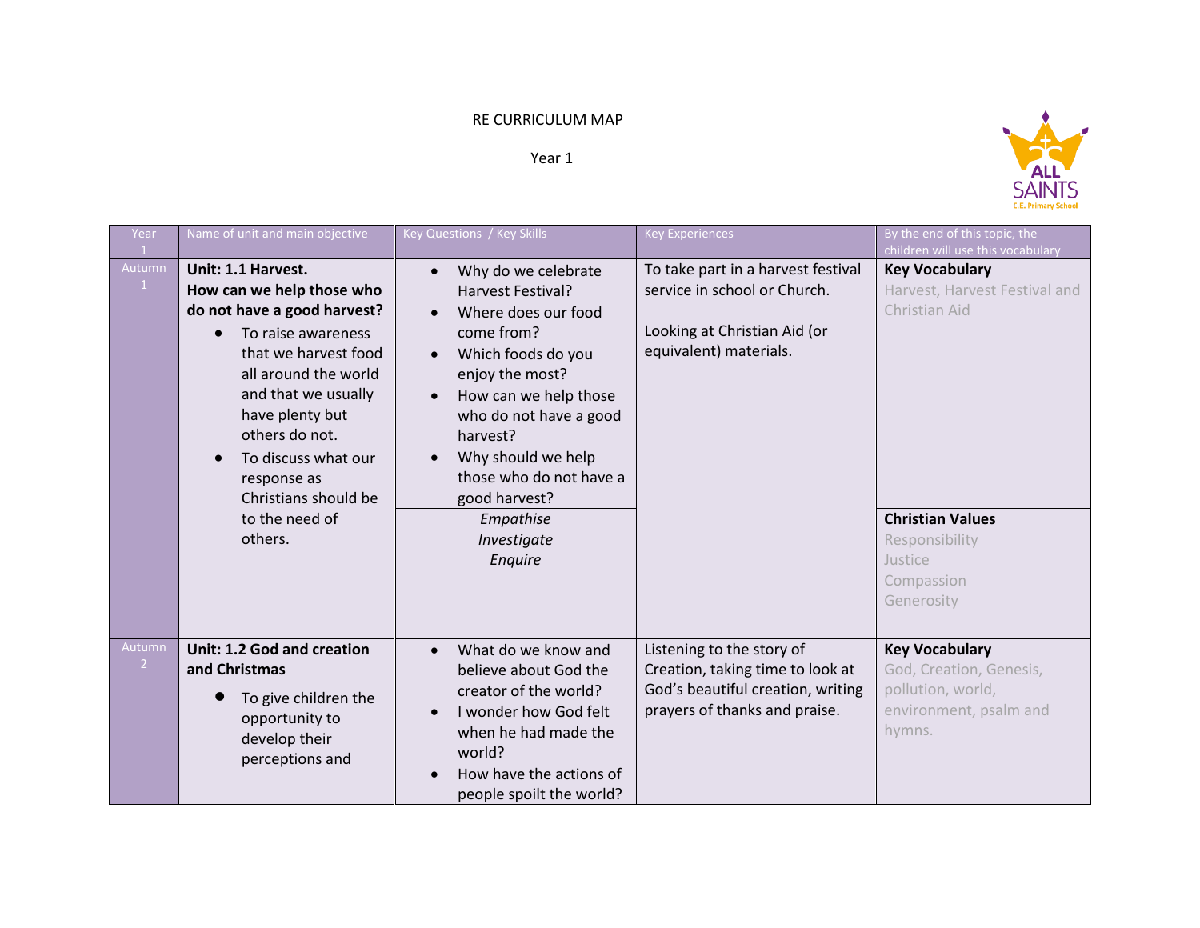RE CURRICULUM MAP

Year 1

| Year 1 | Name of unit and main objective | Key Questions / Key Skills | Key Experiences | By the end of this topic, the children will use this vocabulary |
|---|---|---|---|---|
| Autumn 1 | **Unit: 1.1 Harvest.** **How can we help those who do not have a good harvest?** <br> • To raise awareness that we harvest food all around the world and that we usually have plenty but others do not. <br> • To discuss what our response as Christians should be to the need of others. | • Why do we celebrate Harvest Festival? <br> • Where does our food come from? <br> • Which foods do you enjoy the most? <br> • How can we help those who do not have a good harvest? <br> • Why should we help those who do not have a good harvest? <br> *Empathise* <br> *Investigate* <br> *Enquire* | To take part in a harvest festival service in school or Church. <br><br> Looking at Christian Aid (or equivalent) materials. | **Key Vocabulary** <br> Harvest, Harvest Festival and Christian Aid <br><br> **Christian Values** <br> Responsibility <br> Justice <br> Compassion <br> Generosity |
| Autumn 2 | **Unit: 1.2 God and creation and Christmas** <br> • To give children the opportunity to develop their perceptions and | • What do we know and believe about God the creator of the world? <br> • I wonder how God felt when he had made the world? <br> • How have the actions of people spoilt the world? | Listening to the story of Creation, taking time to look at God's beautiful creation, writing prayers of thanks and praise. | **Key Vocabulary** <br> God, Creation, Genesis, pollution, world, environment, psalm and hymns. |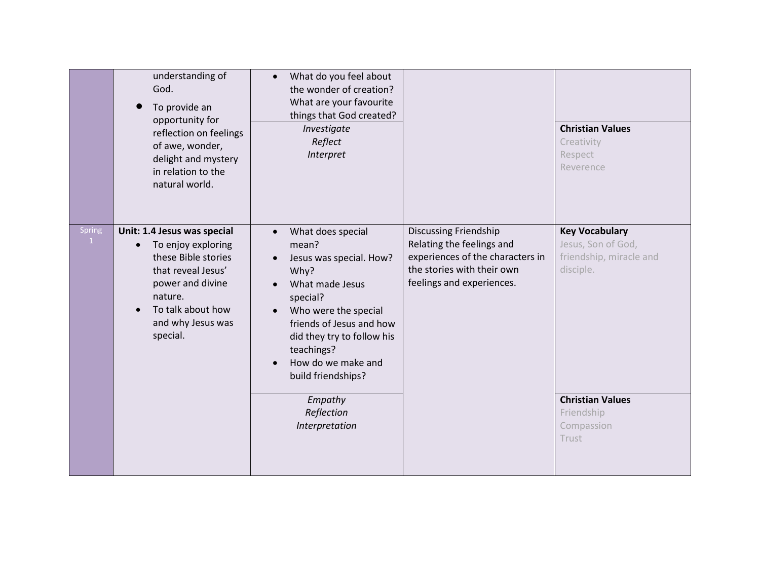| | | | | |
|---|---|---|---|---|
| | understanding of God.<br>• To provide an opportunity for reflection on feelings of awe, wonder, delight and mystery in relation to the natural world. | • What do you feel about the wonder of creation? What are your favourite things that God created?<br><br>*Investigate*<br>*Reflect*<br>*Interpret* | | **Christian Values**<br>Creativity<br>Respect<br>Reverence |
| Spring 1 | **Unit: 1.4 Jesus was special**<br>• To enjoy exploring these Bible stories that reveal Jesus' power and divine nature.<br>• To talk about how and why Jesus was special. | • What does special mean?<br>• Jesus was special. How? Why?<br>• What made Jesus special?<br>• Who were the special friends of Jesus and how did they try to follow his teachings?<br>• How do we make and build friendships?<br><br>*Empathy*<br>*Reflection*<br>*Interpretation* | Discussing Friendship<br>Relating the feelings and experiences of the characters in the stories with their own feelings and experiences. | **Key Vocabulary**<br>Jesus, Son of God, friendship, miracle and disciple.<br><br>**Christian Values**<br>Friendship<br>Compassion<br>Trust |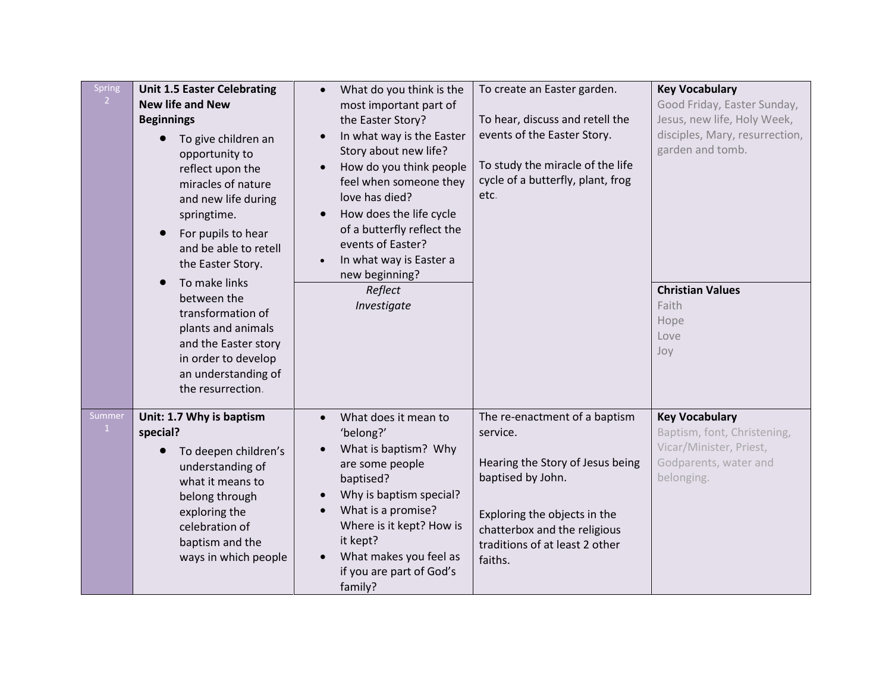| | | | | |
|---|---|---|---|---|
| Spring 2 | **Unit 1.5 Easter Celebrating New life and New Beginnings**<br>• To give children an opportunity to reflect upon the miracles of nature and new life during springtime.<br>• For pupils to hear and be able to retell the Easter Story.<br>• To make links between the transformation of plants and animals and the Easter story in order to develop an understanding of the resurrection. | • What do you think is the most important part of the Easter Story?<br>• In what way is the Easter Story about new life?<br>• How do you think people feel when someone they love has died?<br>• How does the life cycle of a butterfly reflect the events of Easter?<br>• In what way is Easter a new beginning?<br>*Reflect*<br>*Investigate* | To create an Easter garden.<br><br>To hear, discuss and retell the events of the Easter Story.<br><br>To study the miracle of the life cycle of a butterfly, plant, frog etc. | **Key Vocabulary**<br>Good Friday, Easter Sunday, Jesus, new life, Holy Week, disciples, Mary, resurrection, garden and tomb.<br><br>**Christian Values**<br>Faith<br>Hope<br>Love<br>Joy |
| Summer 1 | **Unit: 1.7 Why is baptism special?**<br>• To deepen children's understanding of what it means to belong through exploring the celebration of baptism and the ways in which people | • What does it mean to 'belong?'<br>• What is baptism? Why are some people baptised?<br>• Why is baptism special?<br>• What is a promise? Where is it kept? How is it kept?<br>• What makes you feel as if you are part of God's family? | The re-enactment of a baptism service.<br><br>Hearing the Story of Jesus being baptised by John.<br><br>Exploring the objects in the chatterbox and the religious traditions of at least 2 other faiths. | **Key Vocabulary**<br>Baptism, font, Christening, Vicar/Minister, Priest, Godparents, water and belonging. |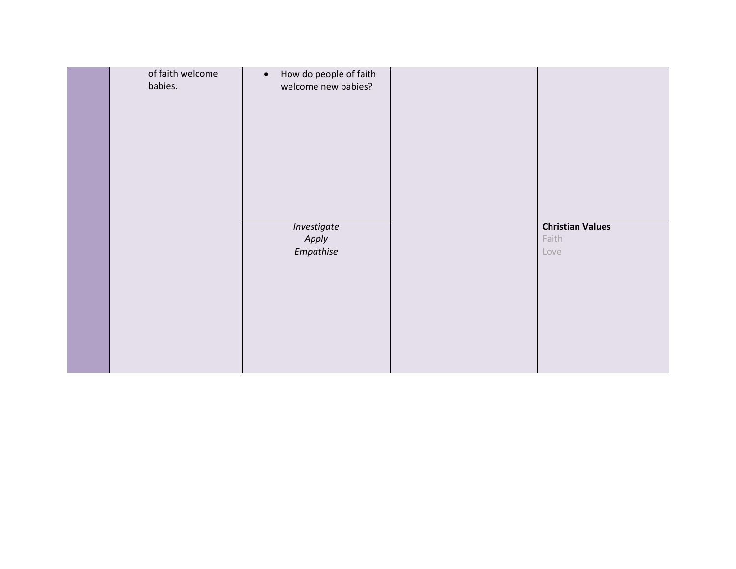| | | | | |
|---|---|---|---|---|
| | of faith welcome babies. | • How do people of faith welcome new babies? | | |
| | | *Investigate*<br>*Apply*<br>*Empathise* | | **Christian Values**<br>Faith<br>Love |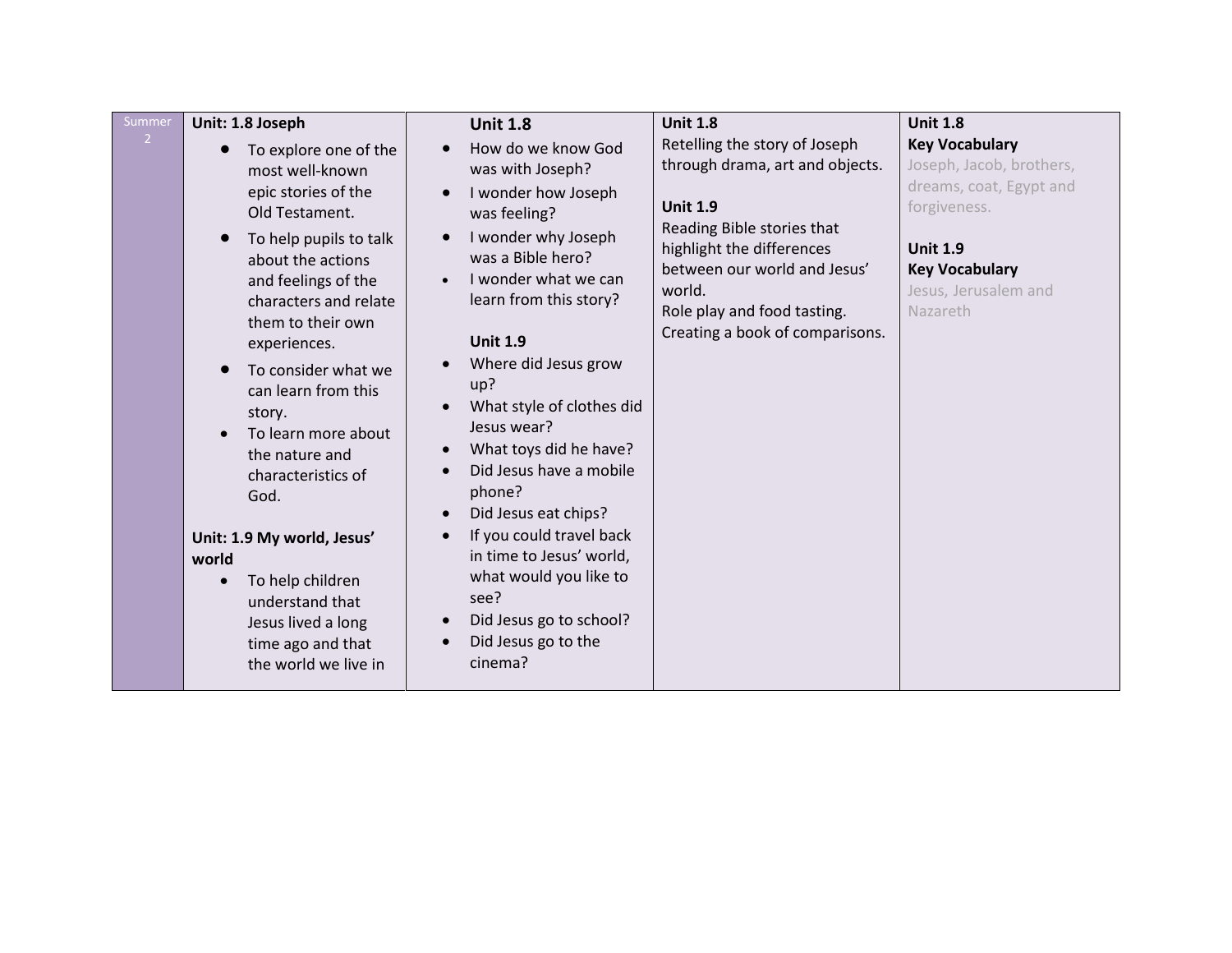| Summer 2 | Unit: 1.8 Joseph<br>• To explore one of the most well-known epic stories of the Old Testament.<br>• To help pupils to talk about the actions and feelings of the characters and relate them to their own experiences.<br>• To consider what we can learn from this story.<br>• To learn more about the nature and characteristics of God.<br><br>**Unit: 1.9 My world, Jesus' world**<br>• To help children understand that Jesus lived a long time ago and that the world we live in | **Unit 1.8**<br>• How do we know God was with Joseph?<br>• I wonder how Joseph was feeling?<br>• I wonder why Joseph was a Bible hero?<br>• I wonder what we can learn from this story?<br><br>**Unit 1.9**<br>• Where did Jesus grow up?<br>• What style of clothes did Jesus wear?<br>• What toys did he have?<br>• Did Jesus have a mobile phone?<br>• Did Jesus eat chips?<br>• If you could travel back in time to Jesus' world, what would you like to see?<br>• Did Jesus go to school?<br>• Did Jesus go to the cinema? | **Unit 1.8**<br>Retelling the story of Joseph through drama, art and objects.<br><br>**Unit 1.9**<br>Reading Bible stories that highlight the differences between our world and Jesus' world.<br>Role play and food tasting.<br>Creating a book of comparisons. | **Unit 1.8**<br>**Key Vocabulary**<br>Joseph, Jacob, brothers, dreams, coat, Egypt and forgiveness.<br><br>**Unit 1.9**<br>**Key Vocabulary**<br>Jesus, Jerusalem and Nazareth |
|---|---|---|---|---|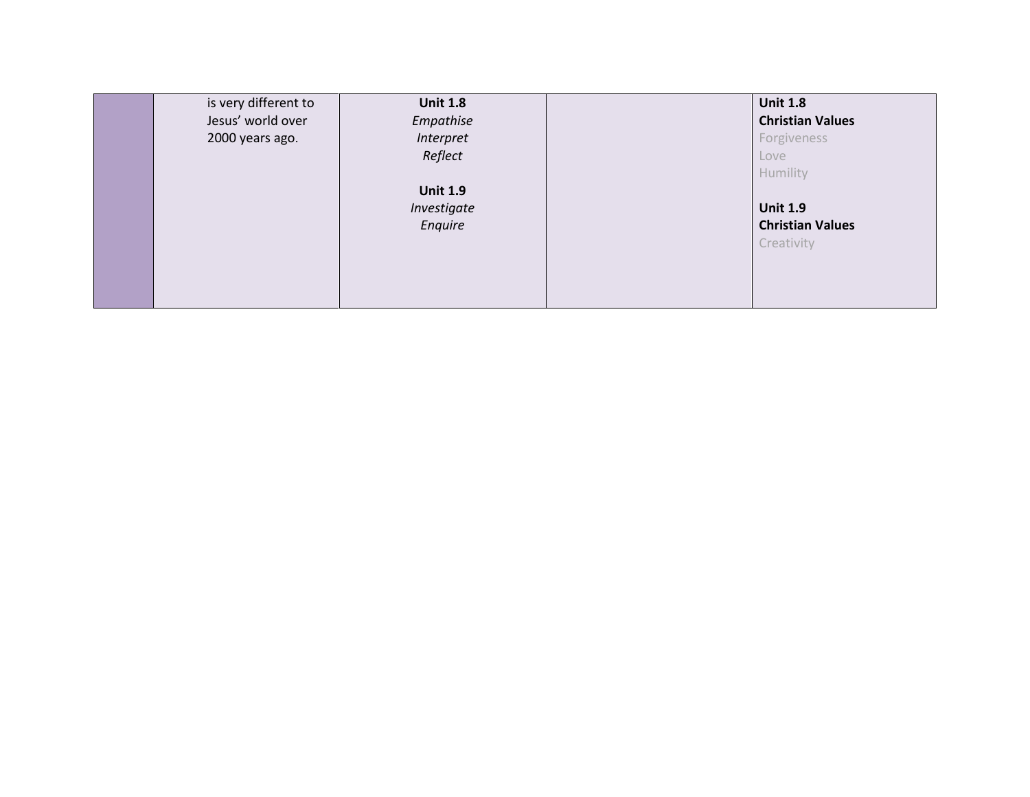| | | | | |
|---|---|---|---|---|
| | is very different to Jesus' world over 2000 years ago. | **Unit 1.8**<br>*Empathise*<br>*Interpret*<br>*Reflect*<br><br>**Unit 1.9**<br>*Investigate*<br>*Enquire* | | **Unit 1.8**<br>**Christian Values**<br>Forgiveness<br>Love<br>Humility<br><br>**Unit 1.9**<br>**Christian Values**<br>Creativity |